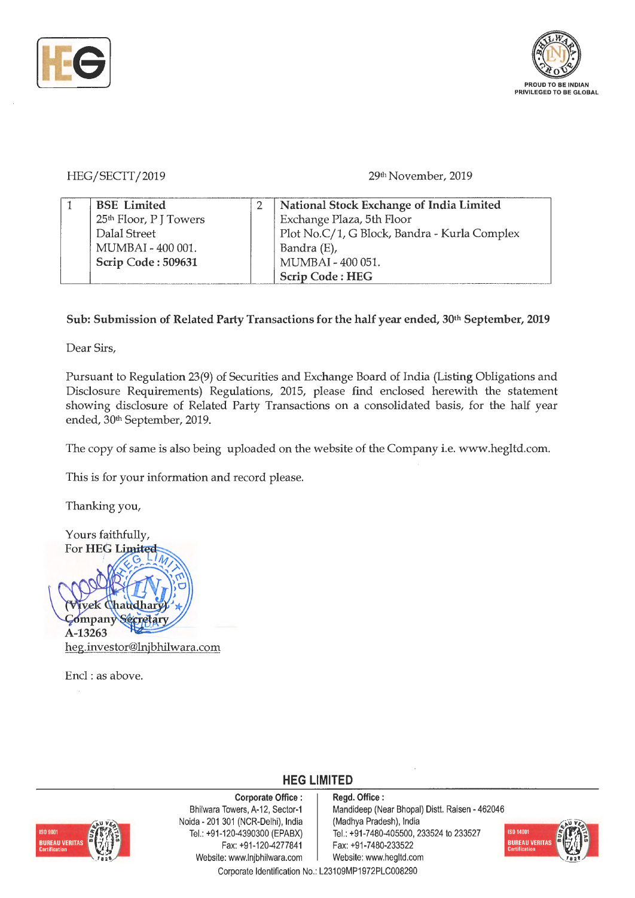HEG/SECTT/2019

29th November, 2019

| 1 | BSE Limited<br>25th Floor, P J Towers<br>Dalal Street<br>MUMBAI - 400 001.<br>**Scrip Code : 509631** | 2 | National Stock Exchange of India Limited<br>Exchange Plaza, 5th Floor<br>Plot No.C/1, G Block, Bandra - Kurla Complex<br>Bandra (E),<br>MUMBAI - 400 051.<br>**Scrip Code : HEG** |
|---|---|---|---|

**Sub: Submission of Related Party Transactions for the half year ended, 30th September, 2019**

Dear Sirs,

Pursuant to Regulation 23(9) of Securities and Exchange Board of India (Listing Obligations and Disclosure Requirements) Regulations, 2015, please find enclosed herewith the statement showing disclosure of Related Party Transactions on a consolidated basis, for the half year ended, 30th September, 2019.

The copy of same is also being uploaded on the website of the Company i.e. www.hegltd.com.

This is for your information and record please.

Thanking you,

Yours faithfully,
For **HEG Limited**

(Vivek Chaudhary)
Company Secretary
A-13263
heg.investor@lnjbhilwara.com

Encl : as above.

**HEG LIMITED**

**Corporate Office :** Bhilwara Towers, A-12, Sector-1 Noida - 201 301 (NCR-Delhi), India Tel.: +91-120-4390300 (EPABX) Fax: +91-120-4277841 Website: www.lnjbhilwara.com

**Regd. Office :** Mandideep (Near Bhopal) Distt. Raisen - 462046 (Madhya Pradesh), India Tel.: +91-7480-405500, 233524 to 233527 Fax: +91-7480-233522 Website: www.hegltd.com

Corporate Identification No.: L23109MP1972PLC008290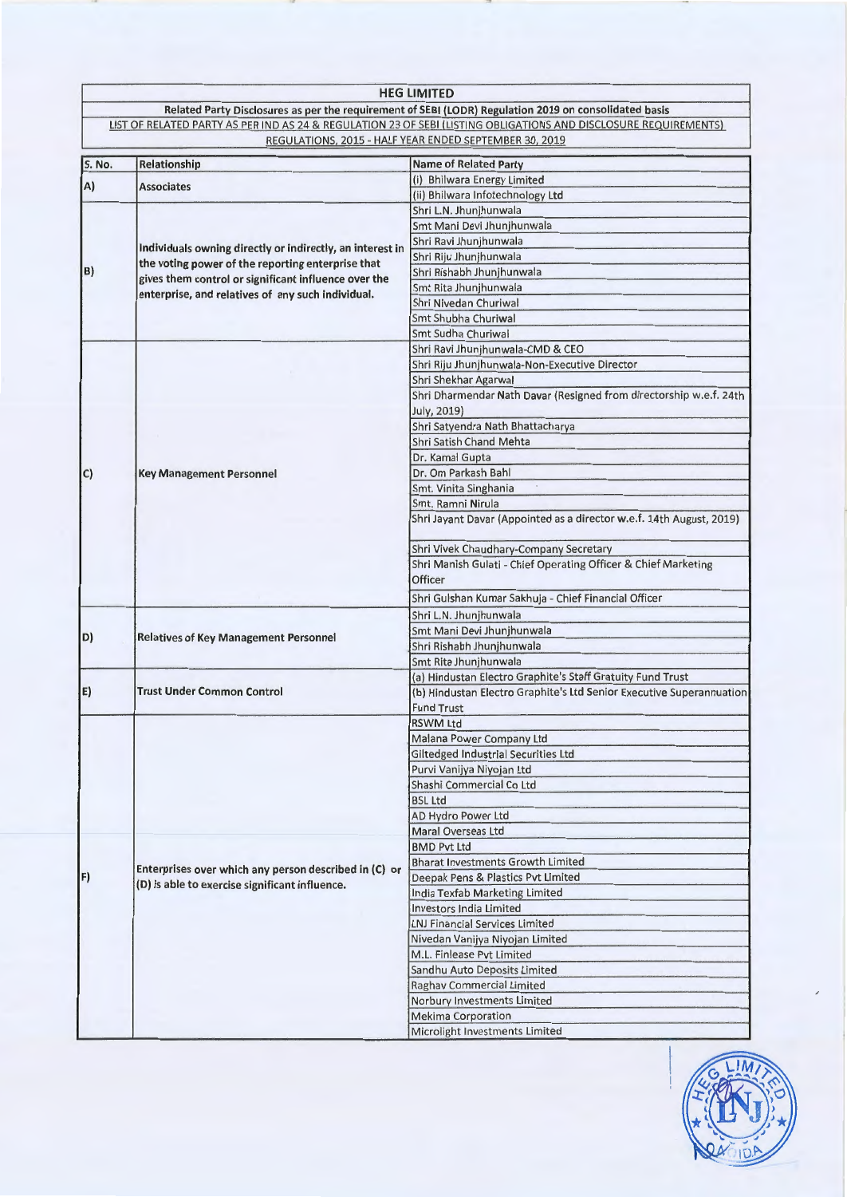**HEG LIMITED**

**Related Party Disclosures as per the requirement of SEBI (LODR) Regulation 2019 on consolidated basis**

LIST OF RELATED PARTY AS PER IND AS 24 & REGULATION 23 OF SEBI (LISTING OBLIGATIONS AND DISCLOSURE REQUIREMENTS) REGULATIONS, 2015 - HALF YEAR ENDED SEPTEMBER 30, 2019

| S. No. | Relationship | Name of Related Party |
|---|---|---|
| A) | Associates | (i) Bhilwara Energy Limited |
| | | (ii) Bhilwara Infotechnology Ltd |
| B) | Individuals owning directly or indirectly, an interest in the voting power of the reporting enterprise that gives them control or significant influence over the enterprise, and relatives of any such individual. | Shri L.N. Jhunjhunwala |
| | | Smt Mani Devi Jhunjhunwala |
| | | Shri Ravi Jhunjhunwala |
| | | Shri Riju Jhunjhunwala |
| | | Shri Rishabh Jhunjhunwala |
| | | Smt Rita Jhunjhunwala |
| | | Shri Nivedan Churiwal |
| | | Smt Shubha Churiwal |
| | | Smt Sudha Churiwal |
| C) | Key Management Personnel | Shri Ravi Jhunjhunwala-CMD & CEO |
| | | Shri Riju Jhunjhunwala-Non-Executive Director |
| | | Shri Shekhar Agarwal |
| | | Shri Dharmendar Nath Davar (Resigned from directorship w.e.f. 24th July, 2019) |
| | | Shri Satyendra Nath Bhattacharya |
| | | Shri Satish Chand Mehta |
| | | Dr. Kamal Gupta |
| | | Dr. Om Parkash Bahl |
| | | Smt. Vinita Singhania |
| | | Smt. Ramni Nirula |
| | | Shri Jayant Davar (Appointed as a director w.e.f. 14th August, 2019) |
| | | Shri Vivek Chaudhary-Company Secretary |
| | | Shri Manish Gulati - Chief Operating Officer & Chief Marketing Officer |
| | | Shri Gulshan Kumar Sakhuja - Chief Financial Officer |
| D) | Relatives of Key Management Personnel | Shri L.N. Jhunjhunwala |
| | | Smt Mani Devi Jhunjhunwala |
| | | Shri Rishabh Jhunjhunwala |
| | | Smt Rita Jhunjhunwala |
| E) | Trust Under Common Control | (a) Hindustan Electro Graphite's Staff Gratuity Fund Trust |
| | | (b) Hindustan Electro Graphite's Ltd Senior Executive Superannuation Fund Trust |
| F) | Enterprises over which any person described in (C) or (D) is able to exercise significant influence. | RSWM Ltd |
| | | Malana Power Company Ltd |
| | | Giltedged Industrial Securities Ltd |
| | | Purvi Vanijya Niyojan Ltd |
| | | Shashi Commercial Co Ltd |
| | | BSL Ltd |
| | | AD Hydro Power Ltd |
| | | Maral Overseas Ltd |
| | | BMD Pvt Ltd |
| | | Bharat Investments Growth Limited |
| | | Deepak Pens & Plastics Pvt Limited |
| | | India Texfab Marketing Limited |
| | | Investors India Limited |
| | | LNJ Financial Services Limited |
| | | Nivedan Vanijya Niyojan Limited |
| | | M.L. Finlease Pvt Limited |
| | | Sandhu Auto Deposits Limited |
| | | Raghav Commercial Limited |
| | | Norbury Investments Limited |
| | | Mekima Corporation |
| | | Microlight Investments Limited |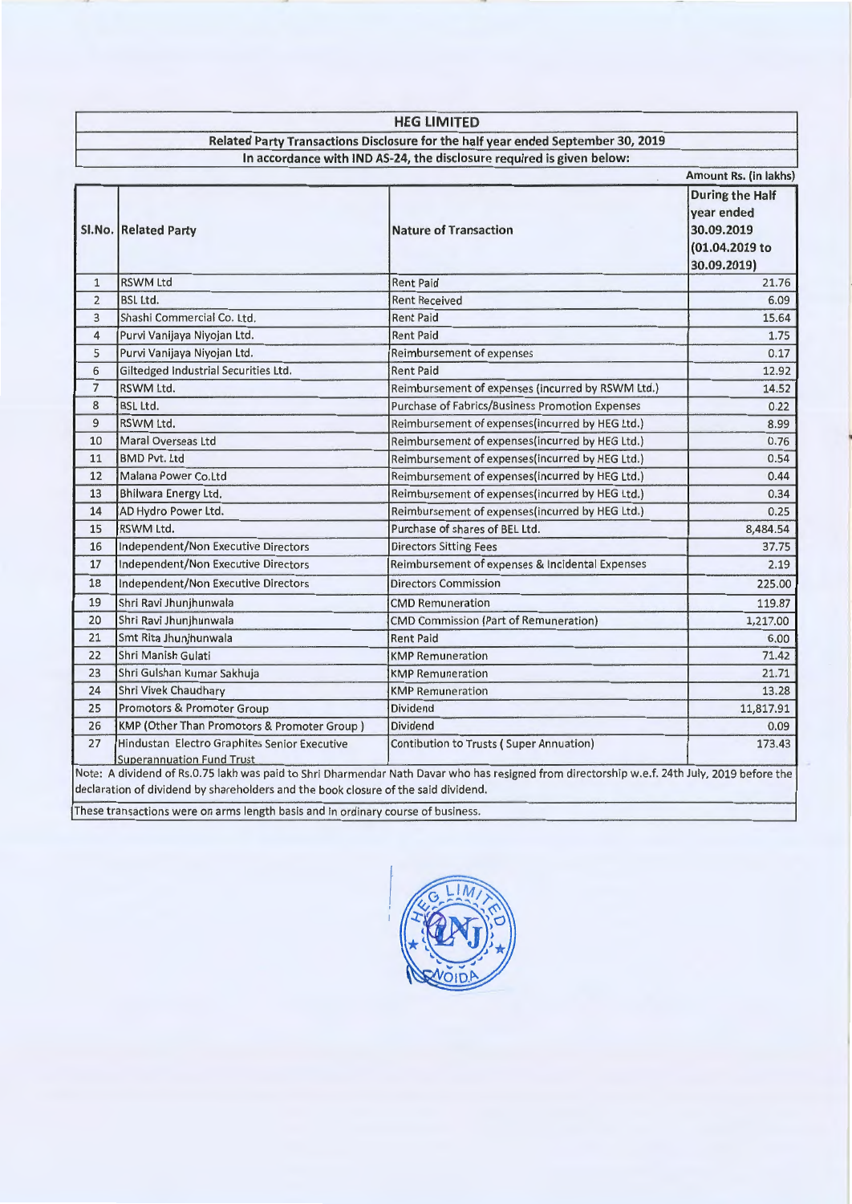# HEG LIMITED

## Related Party Transactions Disclosure for the half year ended September 30, 2019

### In accordance with IND AS-24, the disclosure required is given below:

Amount Rs. (in lakhs)

| Sl.No. | Related Party | Nature of Transaction | During the Half year ended 30.09.2019 (01.04.2019 to 30.09.2019) |
|---|---|---|---|
| 1 | RSWM Ltd | Rent Paid | 21.76 |
| 2 | BSL Ltd. | Rent Received | 6.09 |
| 3 | Shashi Commercial Co. Ltd. | Rent Paid | 15.64 |
| 4 | Purvi Vanijaya Niyojan Ltd. | Rent Paid | 1.75 |
| 5 | Purvi Vanijaya Niyojan Ltd. | Reimbursement of expenses | 0.17 |
| 6 | Giltedged Industrial Securities Ltd. | Rent Paid | 12.92 |
| 7 | RSWM Ltd. | Reimbursement of expenses (incurred by RSWM Ltd.) | 14.52 |
| 8 | BSL Ltd. | Purchase of Fabrics/Business Promotion Expenses | 0.22 |
| 9 | RSWM Ltd. | Reimbursement of expenses(incurred by HEG Ltd.) | 8.99 |
| 10 | Maral Overseas Ltd | Reimbursement of expenses(incurred by HEG Ltd.) | 0.76 |
| 11 | BMD Pvt. Ltd | Reimbursement of expenses(incurred by HEG Ltd.) | 0.54 |
| 12 | Malana Power Co.Ltd | Reimbursement of expenses(incurred by HEG Ltd.) | 0.44 |
| 13 | Bhilwara Energy Ltd. | Reimbursement of expenses(incurred by HEG Ltd.) | 0.34 |
| 14 | AD Hydro Power Ltd. | Reimbursement of expenses(incurred by HEG Ltd.) | 0.25 |
| 15 | RSWM Ltd. | Purchase of shares of BEL Ltd. | 8,484.54 |
| 16 | Independent/Non Executive Directors | Directors Sitting Fees | 37.75 |
| 17 | Independent/Non Executive Directors | Reimbursement of expenses & Incidental Expenses | 2.19 |
| 18 | Independent/Non Executive Directors | Directors Commission | 225.00 |
| 19 | Shri Ravi Jhunjhunwala | CMD Remuneration | 119.87 |
| 20 | Shri Ravi Jhunjhunwala | CMD Commission (Part of Remuneration) | 1,217.00 |
| 21 | Smt Rita Jhunjhunwala | Rent Paid | 6.00 |
| 22 | Shri Manish Gulati | KMP Remuneration | 71.42 |
| 23 | Shri Gulshan Kumar Sakhuja | KMP Remuneration | 21.71 |
| 24 | Shri Vivek Chaudhary | KMP Remuneration | 13.28 |
| 25 | Promotors & Promoter Group | Dividend | 11,817.91 |
| 26 | KMP (Other Than Promotors & Promoter Group ) | Dividend | 0.09 |
| 27 | Hindustan Electro Graphites Senior Executive Superannuation Fund Trust | Contibution to Trusts ( Super Annuation) | 173.43 |

Note: A dividend of Rs.0.75 lakh was paid to Shri Dharmendar Nath Davar who has resigned from directorship w.e.f. 24th July, 2019 before the declaration of dividend by shareholders and the book closure of the said dividend.

These transactions were on arms length basis and in ordinary course of business.